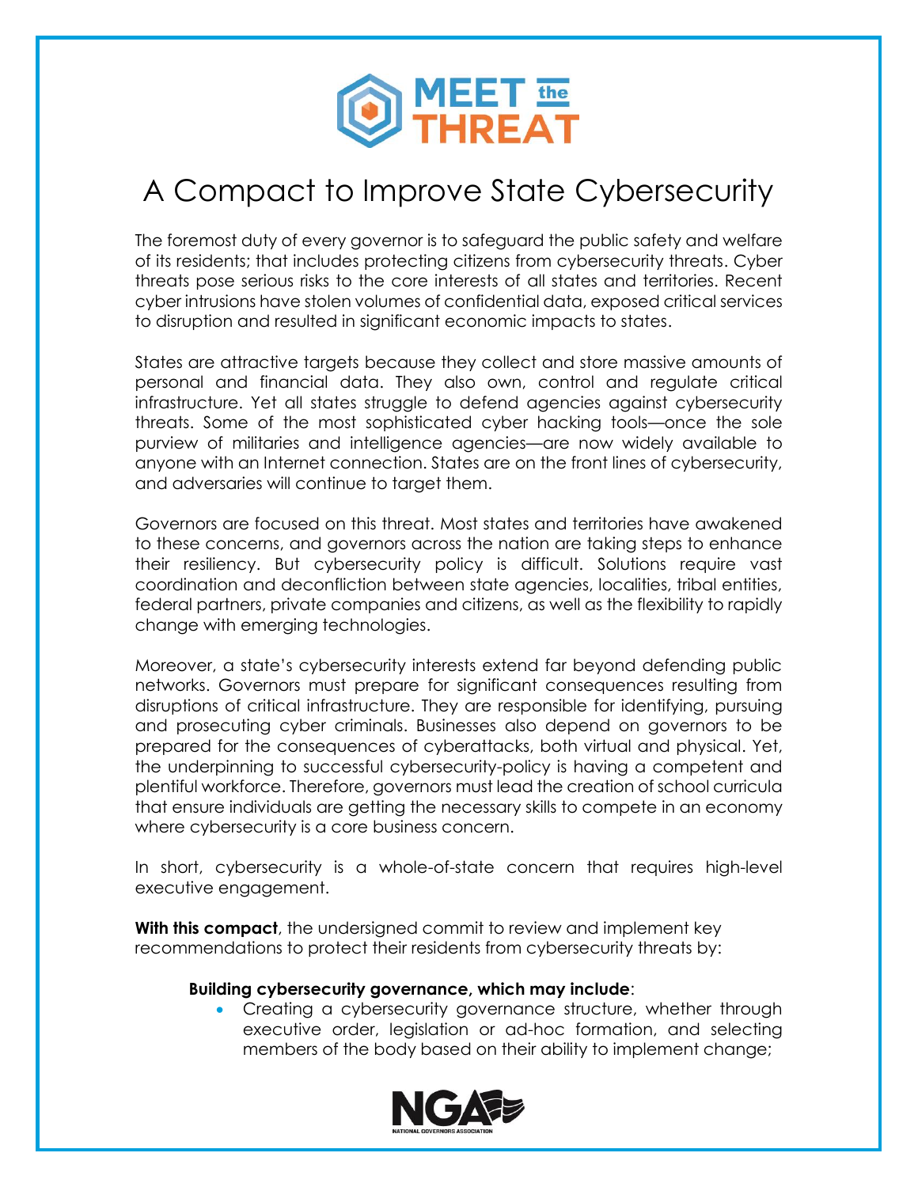# A Compact to Improve State Cybersecurity

The foremost duty of every governor is to safeguard the public safety and welfare of its residents; that includes protecting citizens from cybersecurity threats. Cyber threats pose serious risks to the core interests of all states and territories. Recent cyber intrusions have stolen volumes of confidential data, exposed critical services to disruption and resulted in significant economic impacts to states.

States are attractive targets because they collect and store massive amounts of personal and financial data. They also own, control and regulate critical infrastructure. Yet all states struggle to defend agencies against cybersecurity threats. Some of the most sophisticated cyber hacking tools—once the sole purview of militaries and intelligence agencies—are now widely available to anyone with an Internet connection. States are on the front lines of cybersecurity, and adversaries will continue to target them.

Governors are focused on this threat. Most states and territories have awakened to these concerns, and governors across the nation are taking steps to enhance their resiliency. But cybersecurity policy is difficult. Solutions require vast coordination and deconfliction between state agencies, localities, tribal entities, federal partners, private companies and citizens, as well as the flexibility to rapidly change with emerging technologies.

Moreover, a state's cybersecurity interests extend far beyond defending public networks. Governors must prepare for significant consequences resulting from disruptions of critical infrastructure. They are responsible for identifying, pursuing and prosecuting cyber criminals. Businesses also depend on governors to be prepared for the consequences of cyberattacks, both virtual and physical. Yet, the underpinning to successful cybersecurity-policy is having a competent and plentiful workforce. Therefore, governors must lead the creation of school curricula that ensure individuals are getting the necessary skills to compete in an economy where cybersecurity is a core business concern.

In short, cybersecurity is a whole-of-state concern that requires high-level executive engagement.

**With this compact**, the undersigned commit to review and implement key recommendations to protect their residents from cybersecurity threats by:

**Building cybersecurity governance, which may include**:

- Creating a cybersecurity governance structure, whether through executive order, legislation or ad-hoc formation, and selecting members of the body based on their ability to implement change;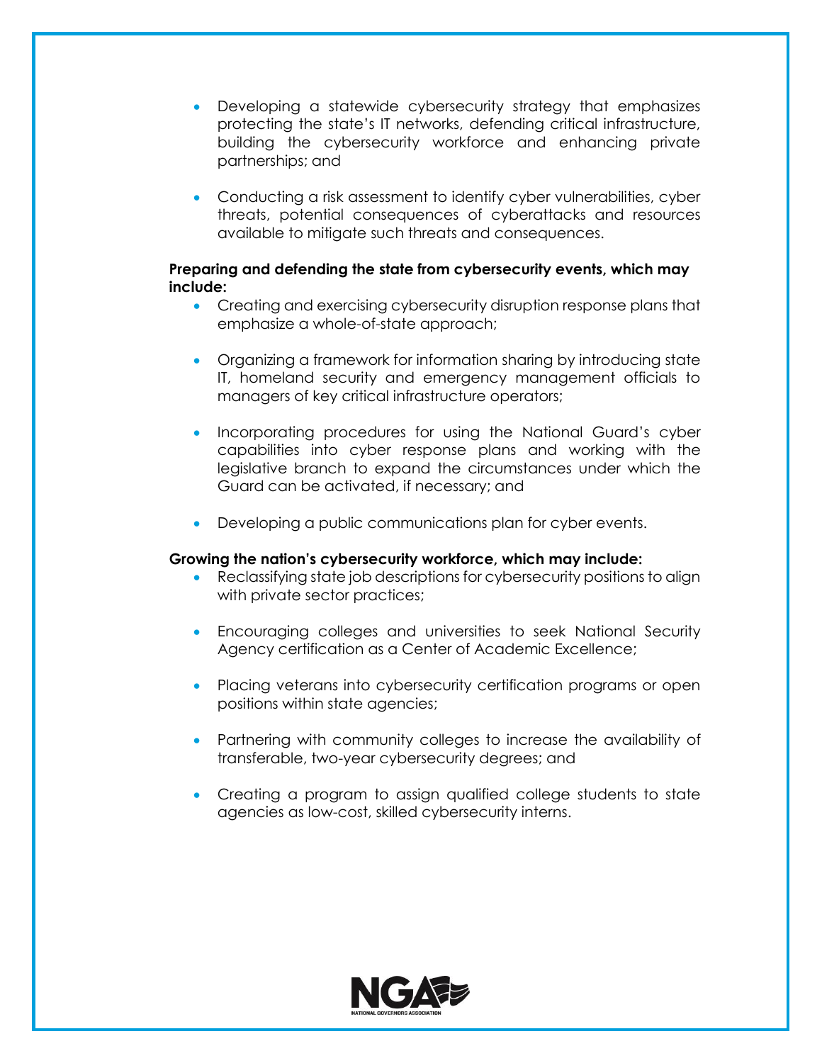- Developing a statewide cybersecurity strategy that emphasizes protecting the state's IT networks, defending critical infrastructure, building the cybersecurity workforce and enhancing private partnerships; and

- Conducting a risk assessment to identify cyber vulnerabilities, cyber threats, potential consequences of cyberattacks and resources available to mitigate such threats and consequences.

**Preparing and defending the state from cybersecurity events, which may include:**

- Creating and exercising cybersecurity disruption response plans that emphasize a whole-of-state approach;

- Organizing a framework for information sharing by introducing state IT, homeland security and emergency management officials to managers of key critical infrastructure operators;

- Incorporating procedures for using the National Guard's cyber capabilities into cyber response plans and working with the legislative branch to expand the circumstances under which the Guard can be activated, if necessary; and

- Developing a public communications plan for cyber events.

**Growing the nation's cybersecurity workforce, which may include:**

- Reclassifying state job descriptions for cybersecurity positions to align with private sector practices;

- Encouraging colleges and universities to seek National Security Agency certification as a Center of Academic Excellence;

- Placing veterans into cybersecurity certification programs or open positions within state agencies;

- Partnering with community colleges to increase the availability of transferable, two-year cybersecurity degrees; and

- Creating a program to assign qualified college students to state agencies as low-cost, skilled cybersecurity interns.